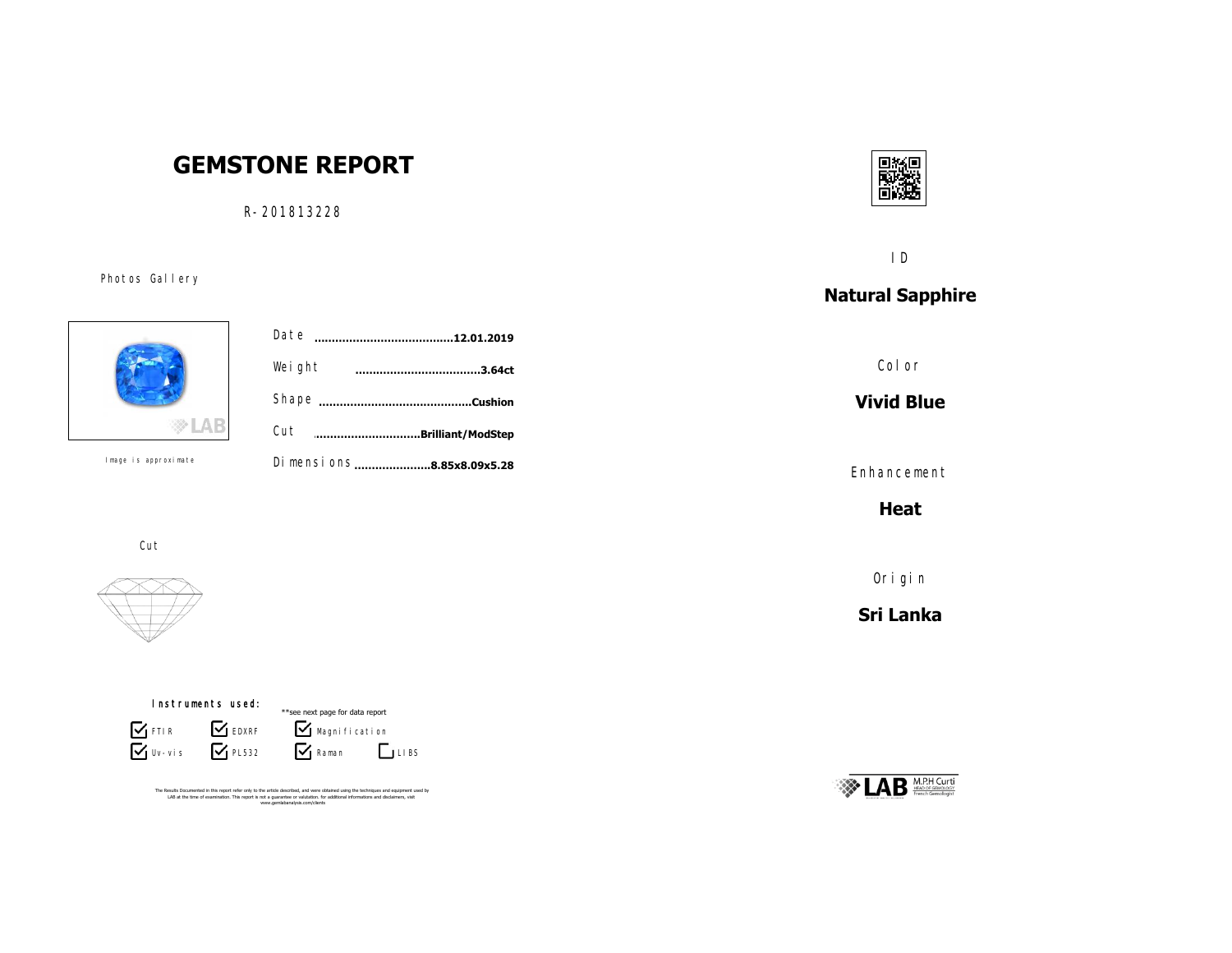# GEMSTONE REPORT

R-201813228

Photos Gallery

Image is approximate

| | |
|---|---|
| Date | **12.01.2019** |
| Weight | **3.64ct** |
| Shape | **Cushion** |
| Cut | **Brilliant/ModStep** |
| Dimensions | **8.85x8.09x5.28** |

Cut

Instruments used:

**see next page for data report

- [x] FTIR
- [x] EDXRF
- [x] Magnification
- [x] Uv-vis
- [x] PL532
- [x] Raman
- [ ] LIBS

The Results Documented in this report refer only to the article described, and were obtained using the techniques and equipment used by LAB at the time of examination. This report is not a guarantee or valutation. for additional informations and disclaimers, visit www.gemlabanalysis.com/clients

ID

**Natural Sapphire**

Color

**Vivid Blue**

Enhancement

**Heat**

Origin

**Sri Lanka**

LAB M.P.H Curti
HEAD OF GEMOLOGY
French Gemologist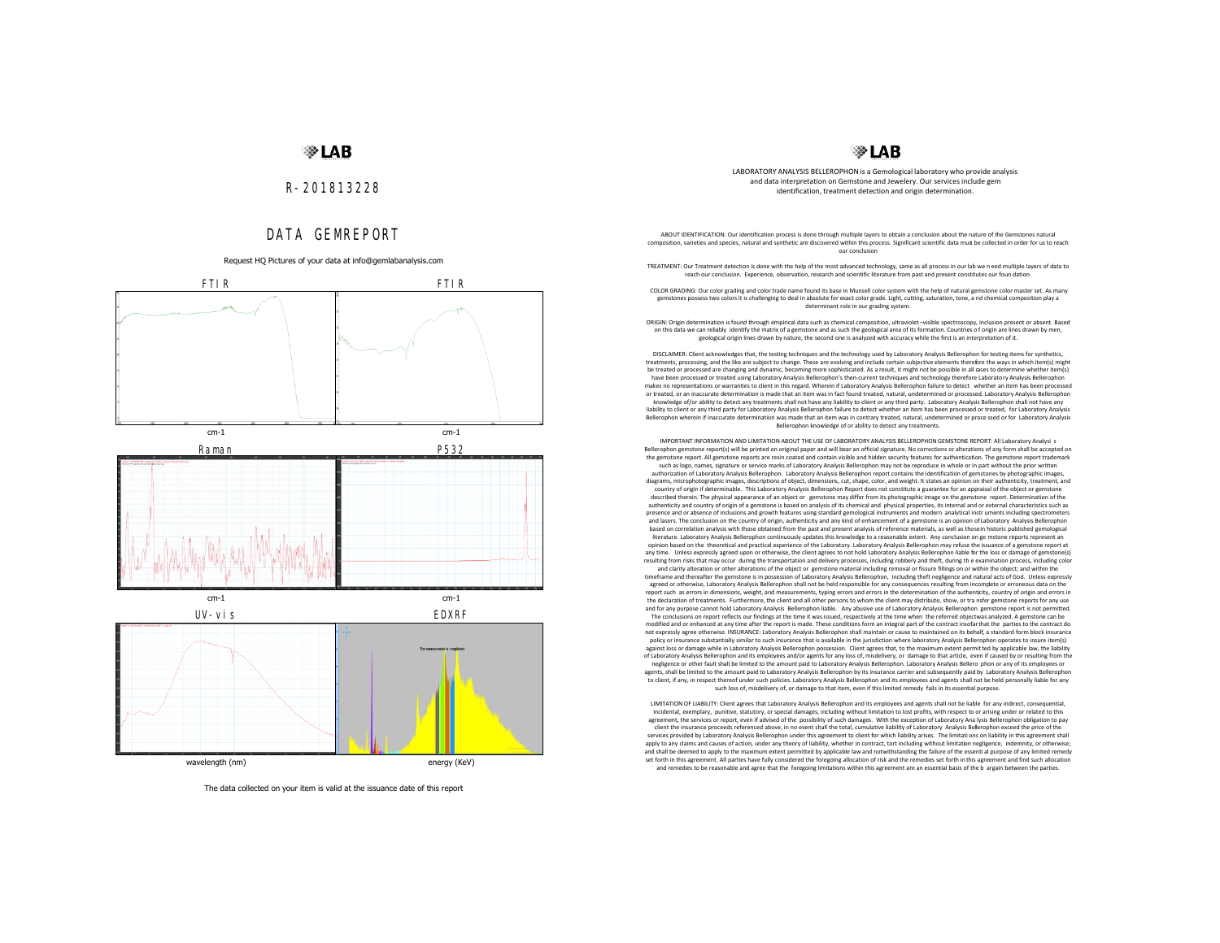# LAB

## R-201813228

## DATA GEMREPORT

Request HQ Pictures of your data at info@gemlabanalysis.com

FTIR

cm-1

FTIR

cm-1

Raman

cm-1

P532

cm-1

UV-vis

wavelength (nm)

EDXRF

The measurement is completed

energy (KeV)

The data collected on your item is valid at the issuance date of this report

# LAB

LABORATORY ANALYSIS BELLEROPHON is a Gemological laboratory who provide analysis and data interpretation on Gemstone and Jewelery. Our services include gem identification, treatment detection and origin determination.

ABOUT IDENTIFICATION: Our identification process is done through multiple layers to obtain a conclusion about the nature of the Gemstones natural composition, varieties and species, natural and synthetic are discovered within this process. Significant scientific data must be collected in order for us to reach our conclusion

TREATMENT: Our Treatment detection is done with the help of the most advanced technology, same as all process in our lab we n eed multiple layers of data to reach our conclusion. Experience, observation, research and scientific literature from past and present constitutes our foun dation.

COLOR GRADING: Our color grading and color trade name found its base in Munsell color system with the help of natural gemstone color master set. As many gemstones possess two colors it is challenging to deal in absolute for exact color grade. Light, cutting, saturation, tone, a nd chemical composition play a determinant role in our grading system.

ORIGIN: Origin determination is found through empirical data such as chemical composition, ultraviolet−visible spectroscopy, inclusion present or absent. Based on this data we can reliably identify the matrix of a gemstone and as such the geological area of its formation. Countries o f origin are lines drawn by men, geological origin lines drawn by nature, the second one is analyzed with accuracy while the first is an interpretation of it.

DISCLAIMER: Client acknowledges that, the testing techniques and the technology used by Laboratory Analysis Bellerophon for testing items for synthetics, treatments, processing, and the like are subject to change. These are evolving and include certain subjective elements therefore the ways in which item(s) might be treated or processed are changing and dynamic, becoming more sophisticated. As a result, it might not be possible in all cases to determine whether item(s) have been processed or treated using Laboratory Analysis Bellerophon's then-current techniques and technology therefore Laboratory Analysis Bellerophon makes no representations or warranties to client in this regard. Wherein if Laboratory Analysis Bellerophon failure to detect whether an item has been processed or treated, or an inaccurate determination is made that an item was in fact found treated, natural, undetermined or processed. Laboratory Analysis Bellerophon knowledge of/or ability to detect any treatments shall not have any liability to client or any third party. Laboratory Analysis Bellerophon shall not have any liability to client or any third party for Laboratory Analysis Bellerophon failure to detect whether an item has been processed or treated, for Laboratory Analysis Bellerophon wherein if inaccurate determination was made that an item was in contrary treated, natural, undetermined or proce ssed or for Laboratory Analysis Bellerophon knowledge of or ability to detect any treatments.

IMPORTANT INFORMATION AND LIMITATION ABOUT THE USE OF LABORATORY ANALYSIS BELLEROPHON GEMSTONE REPORT: All Laboratory Analysi s Bellerophon gemstone report(s) will be printed on original paper and will bear an official signature. No corrections or alterations of any form shall be accepted on the gemstone report. All gemstone reports are resin coated and contain visible and hidden security features for authentication. The gemstone report trademark such as logo, names, signature or service marks of Laboratory Analysis Bellerophon may not be reproduce in whole or in part without the prior written authorization of Laboratory Analysis Bellerophon. Laboratory Analysis Bellerophon report contains the identification of gemstones by photographic images, diagrams, microphotographic images, descriptions of object, dimensions, cut, shape, color, and weight. It states an opinion on their authenticity, treatment, and country of origin if determinable. This Laboratory Analysis Bellerophon Report does not constitute a guarantee for an appraisal of the object or gemstone described therein. The physical appearance of an object or gemstone may differ from its photographic image on the gemstone report. Determination of the authenticity and country of origin of a gemstone is based on analysis of its chemical and physical properties, its internal and or external characteristics such as presence and or absence of inclusions and growth features using standard gemological instruments and modern analytical instr uments including spectrometers and lasers. The conclusion on the country of origin, authenticity and any kind of enhancement of a gemstone is an opinion of Laboratory Analysis Bellerophon based on correlation analysis with those obtained from the past and present analysis of reference materials, as well as those in historic published gemological literature. Laboratory Analysis Bellerophon continuously updates this knowledge to a reasonable extent. Any conclusion on ge mstone reports represent an opinion based on the theoretical and practical experience of the Laboratory. Laboratory Analysis Bellerophon may refuse the issuance of a gemstone report at any time. Unless expressly agreed upon or otherwise, the client agrees to not hold Laboratory Analysis Bellerophon liable for the loss or damage of gemstone(s) resulting from risks that may occur during the transportation and delivery processes, including robbery and theft, during th e examination process, including color and clarity alteration or other alterations of the object or gemstone material including removal or fissure fillings on or within the object; and within the timeframe and thereafter the gemstone is in possession of Laboratory Analysis Bellerophon, including theft negligence and natural acts of God. Unless expressly agreed or otherwise, Laboratory Analysis Bellerophon shall not be held responsible for any consequences resulting from incomplete or erroneous data on the report such as errors in dimensions, weight, and measurements, typing errors and errors in the determination of the authenticity, country of origin and errors in the declaration of treatments. Furthermore, the client and all other persons to whom the client may distribute, show, or tra nsfer gemstone reports for any use and for any purpose cannot hold Laboratory Analysis Bellerophon liable. Any abusive use of Laboratory Analysis Bellerophon gemstone report is not permitted. The conclusions on report reflects our findings at the time it was issued, respectively at the time when the referred objectwas analyzed. A gemstone can be modified and or enhanced at any time after the report is made. These conditions form an integral part of the contract insofar that the parties to the contract do not expressly agree otherwise. INSURANCE: Laboratory Analysis Bellerophon shall maintain or cause to maintained on its behalf, a standard form block insurance policy or insurance substantially similar to such insurance that is available in the jurisdiction where laboratory Analysis Bellerophon operates to insure item(s) against loss or damage while in Laboratory Analysis Bellerophon possession. Client agrees that, to the maximum extent permit ted by applicable law, the liability of Laboratory Analysis Bellerophon and its employees and/or agents for any loss of, misdelivery, or damage to that article, even if caused by or resulting from the negligence or other fault shall be limited to the amount paid to Laboratory Analysis Bellerophon. Laboratory Analysis Bellero phon or any of its employees or agents, shall be limited to the amount paid to Laboratory Analysis Bellerophon by its insurance carrier and subsequently paid by Laboratory Analysis Bellerophon to client, if any, in respect thereof under such policies. Laboratory Analysis Bellerophon and its employees and agents shall not be held personally liable for any such loss of, misdelivery of, or damage to that item, even if this limited remedy fails in its essential purpose.

LIMITATION OF LIABILITY: Client agrees that Laboratory Analysis Bellerophon and its employees and agents shall not be liable for any indirect, consequential, incidental, exemplary, punitive, statutory, or special damages, including without limitation to lost profits, with respect to or arising under or related to this agreement, the services or report, even if advised of the possibility of such damages. With the exception of Laboratory Ana lysis Bellerophon obligation to pay client the insurance proceeds referenced above, in no event shall the total, cumulative liability of Laboratory Analysis Bellerophon exceed the price of the services provided by Laboratory Analysis Bellerophon under this agreement to client for which liability arises. The limitati ons on liability in this agreement shall apply to any claims and causes of action, under any theory of liability, whether in contract, tort including without limitation negligence, indemnity, or otherwise; and shall be deemed to apply to the maximum extent permitted by applicable law and notwithstanding the failure of the essenti al purpose of any limited remedy set forth in this agreement. All parties have fully considered the foregoing allocation of risk and the remedies set forth in this agreement and find such allocation and remedies to be reasonable and agree that the foregoing limitations within this agreement are an essential basis of the b argain between the parties.